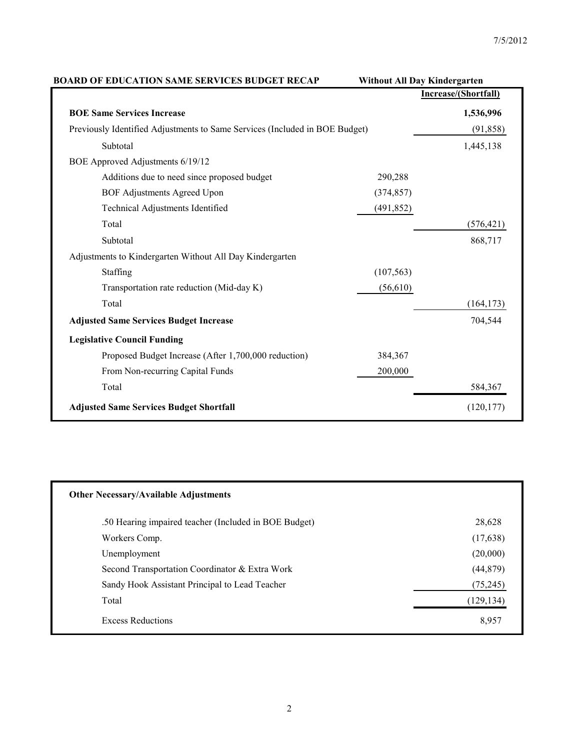| BOARD OF EDUCATION SAME SERVICES BUDGET RECAP | Without All Day Kindergarten | Increase/(Shortfall) |
| --- | --- | --- |
| **BOE Same Services Increase** | | **1,536,996** |
| Previously Identified Adjustments to Same Services (Included in BOE Budget) | | (91,858) |
| Subtotal | | 1,445,138 |
| BOE Approved Adjustments 6/19/12 | | |
| Additions due to need since proposed budget | 290,288 | |
| BOF Adjustments Agreed Upon | (374,857) | |
| Technical Adjustments Identified | (491,852) | |
| Total | | (576,421) |
| Subtotal | | 868,717 |
| Adjustments to Kindergarten Without All Day Kindergarten | | |
| Staffing | (107,563) | |
| Transportation rate reduction (Mid-day K) | (56,610) | |
| Total | | (164,173) |
| **Adjusted Same Services Budget Increase** | | 704,544 |
| **Legislative Council Funding** | | |
| Proposed Budget Increase (After 1,700,000 reduction) | 384,367 | |
| From Non-recurring Capital Funds | 200,000 | |
| Total | | 584,367 |
| **Adjusted Same Services Budget Shortfall** | | (120,177) |

| Other Necessary/Available Adjustments | |
| --- | --- |
| .50 Hearing impaired teacher (Included in BOE Budget) | 28,628 |
| Workers Comp. | (17,638) |
| Unemployment | (20,000) |
| Second Transportation Coordinator & Extra Work | (44,879) |
| Sandy Hook Assistant Principal to Lead Teacher | (75,245) |
| Total | (129,134) |
| Excess Reductions | 8,957 |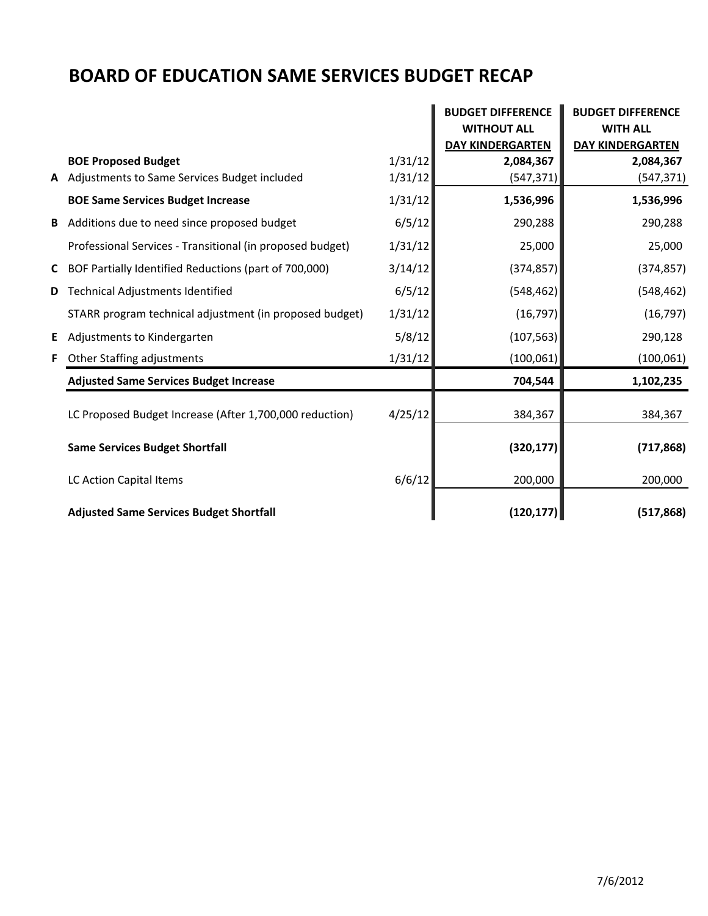# BOARD OF EDUCATION SAME SERVICES BUDGET RECAP

| | | | BUDGET DIFFERENCE WITHOUT ALL DAY KINDERGARTEN | BUDGET DIFFERENCE WITH ALL DAY KINDERGARTEN |
|---|---|---|---|---|
| | **BOE Proposed Budget** | 1/31/12 | **2,084,367** | **2,084,367** |
| **A** | Adjustments to Same Services Budget included | 1/31/12 | (547,371) | (547,371) |
| | **BOE Same Services Budget Increase** | 1/31/12 | **1,536,996** | **1,536,996** |
| **B** | Additions due to need since proposed budget | 6/5/12 | 290,288 | 290,288 |
| | Professional Services - Transitional (in proposed budget) | 1/31/12 | 25,000 | 25,000 |
| **C** | BOF Partially Identified Reductions (part of 700,000) | 3/14/12 | (374,857) | (374,857) |
| **D** | Technical Adjustments Identified | 6/5/12 | (548,462) | (548,462) |
| | STARR program technical adjustment (in proposed budget) | 1/31/12 | (16,797) | (16,797) |
| **E** | Adjustments to Kindergarten | 5/8/12 | (107,563) | 290,128 |
| **F** | Other Staffing adjustments | 1/31/12 | (100,061) | (100,061) |
| | **Adjusted Same Services Budget Increase** | | **704,544** | **1,102,235** |
| | LC Proposed Budget Increase (After 1,700,000 reduction) | 4/25/12 | 384,367 | 384,367 |
| | **Same Services Budget Shortfall** | | **(320,177)** | **(717,868)** |
| | LC Action Capital Items | 6/6/12 | 200,000 | 200,000 |
| | **Adjusted Same Services Budget Shortfall** | | **(120,177)** | **(517,868)** |

7/6/2012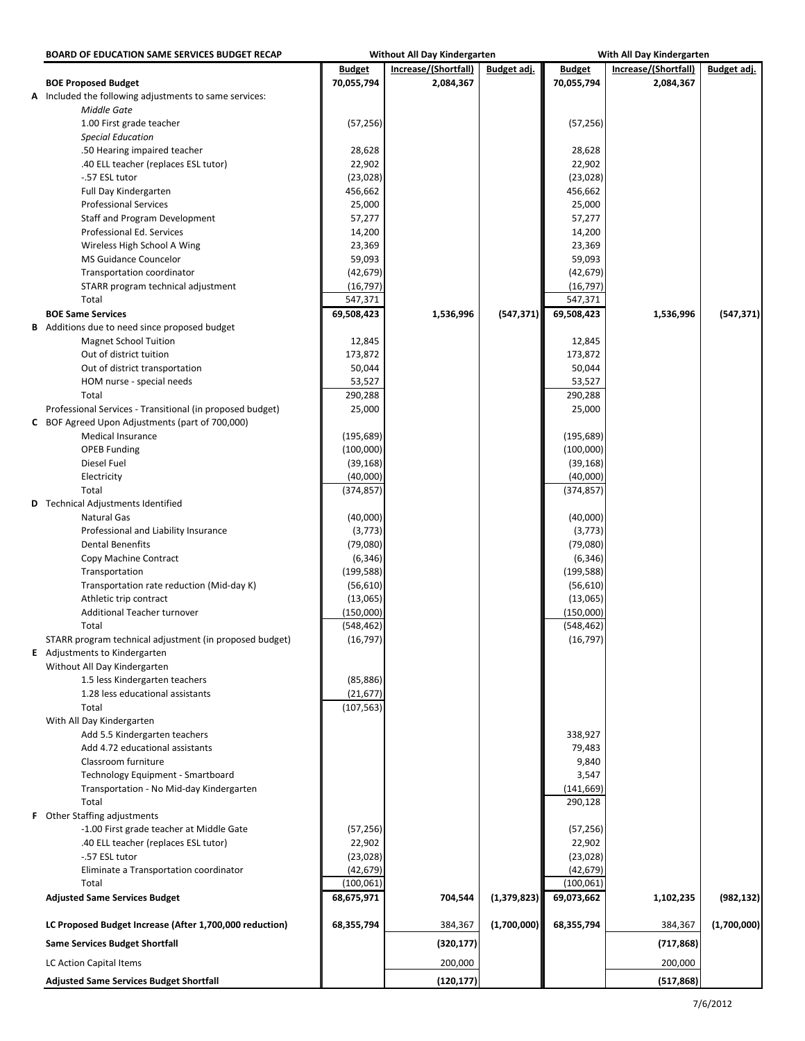| BOARD OF EDUCATION SAME SERVICES BUDGET RECAP | Without All Day Kindergarten | | | With All Day Kindergarten | | |
|---|---|---|---|---|---|---|
| | **Budget** | **Increase/(Shortfall)** | **Budget adj.** | **Budget** | **Increase/(Shortfall)** | **Budget adj.** |
| **BOE Proposed Budget** | 70,055,794 | 2,084,367 | | 70,055,794 | 2,084,367 | |
| **A** Included the following adjustments to same services: | | | | | | |
| *Middle Gate* | | | | | | |
| 1.00 First grade teacher | (57,256) | | | (57,256) | | |
| *Special Education* | | | | | | |
| .50 Hearing impaired teacher | 28,628 | | | 28,628 | | |
| .40 ELL teacher (replaces ESL tutor) | 22,902 | | | 22,902 | | |
| -.57 ESL tutor | (23,028) | | | (23,028) | | |
| Full Day Kindergarten | 456,662 | | | 456,662 | | |
| Professional Services | 25,000 | | | 25,000 | | |
| Staff and Program Development | 57,277 | | | 57,277 | | |
| Professional Ed. Services | 14,200 | | | 14,200 | | |
| Wireless High School A Wing | 23,369 | | | 23,369 | | |
| MS Guidance Councelor | 59,093 | | | 59,093 | | |
| Transportation coordinator | (42,679) | | | (42,679) | | |
| STARR program technical adjustment | (16,797) | | | (16,797) | | |
| Total | 547,371 | | | 547,371 | | |
| **BOE Same Services** | **69,508,423** | **1,536,996** | **(547,371)** | **69,508,423** | **1,536,996** | **(547,371)** |
| **B** Additions due to need since proposed budget | | | | | | |
| Magnet School Tuition | 12,845 | | | 12,845 | | |
| Out of district tuition | 173,872 | | | 173,872 | | |
| Out of district transportation | 50,044 | | | 50,044 | | |
| HOM nurse - special needs | 53,527 | | | 53,527 | | |
| Total | 290,288 | | | 290,288 | | |
| Professional Services - Transitional (in proposed budget) | 25,000 | | | 25,000 | | |
| **C** BOF Agreed Upon Adjustments (part of 700,000) | | | | | | |
| Medical Insurance | (195,689) | | | (195,689) | | |
| OPEB Funding | (100,000) | | | (100,000) | | |
| Diesel Fuel | (39,168) | | | (39,168) | | |
| Electricity | (40,000) | | | (40,000) | | |
| Total | (374,857) | | | (374,857) | | |
| **D** Technical Adjustments Identified | | | | | | |
| Natural Gas | (40,000) | | | (40,000) | | |
| Professional and Liability Insurance | (3,773) | | | (3,773) | | |
| Dental Benenfits | (79,080) | | | (79,080) | | |
| Copy Machine Contract | (6,346) | | | (6,346) | | |
| Transportation | (199,588) | | | (199,588) | | |
| Transportation rate reduction (Mid-day K) | (56,610) | | | (56,610) | | |
| Athletic trip contract | (13,065) | | | (13,065) | | |
| Additional Teacher turnover | (150,000) | | | (150,000) | | |
| Total | (548,462) | | | (548,462) | | |
| STARR program technical adjustment (in proposed budget) | (16,797) | | | (16,797) | | |
| **E** Adjustments to Kindergarten | | | | | | |
| Without All Day Kindergarten | | | | | | |
| 1.5 less Kindergarten teachers | (85,886) | | | | | |
| 1.28 less educational assistants | (21,677) | | | | | |
| Total | (107,563) | | | | | |
| With All Day Kindergarten | | | | | | |
| Add 5.5 Kindergarten teachers | | | | 338,927 | | |
| Add 4.72 educational assistants | | | | 79,483 | | |
| Classroom furniture | | | | 9,840 | | |
| Technology Equipment - Smartboard | | | | 3,547 | | |
| Transportation - No Mid-day Kindergarten | | | | (141,669) | | |
| Total | | | | 290,128 | | |
| **F** Other Staffing adjustments | | | | | | |
| -1.00 First grade teacher at Middle Gate | (57,256) | | | (57,256) | | |
| .40 ELL teacher (replaces ESL tutor) | 22,902 | | | 22,902 | | |
| -.57 ESL tutor | (23,028) | | | (23,028) | | |
| Eliminate a Transportation coordinator | (42,679) | | | (42,679) | | |
| Total | (100,061) | | | (100,061) | | |
| **Adjusted Same Services Budget** | **68,675,971** | **704,544** | **(1,379,823)** | **69,073,662** | **1,102,235** | **(982,132)** |
| **LC Proposed Budget Increase (After 1,700,000 reduction)** | **68,355,794** | 384,367 | **(1,700,000)** | **68,355,794** | 384,367 | **(1,700,000)** |
| **Same Services Budget Shortfall** | | **(320,177)** | | | **(717,868)** | |
| LC Action Capital Items | | 200,000 | | | 200,000 | |
| **Adjusted Same Services Budget Shortfall** | | **(120,177)** | | | **(517,868)** | |

7/6/2012